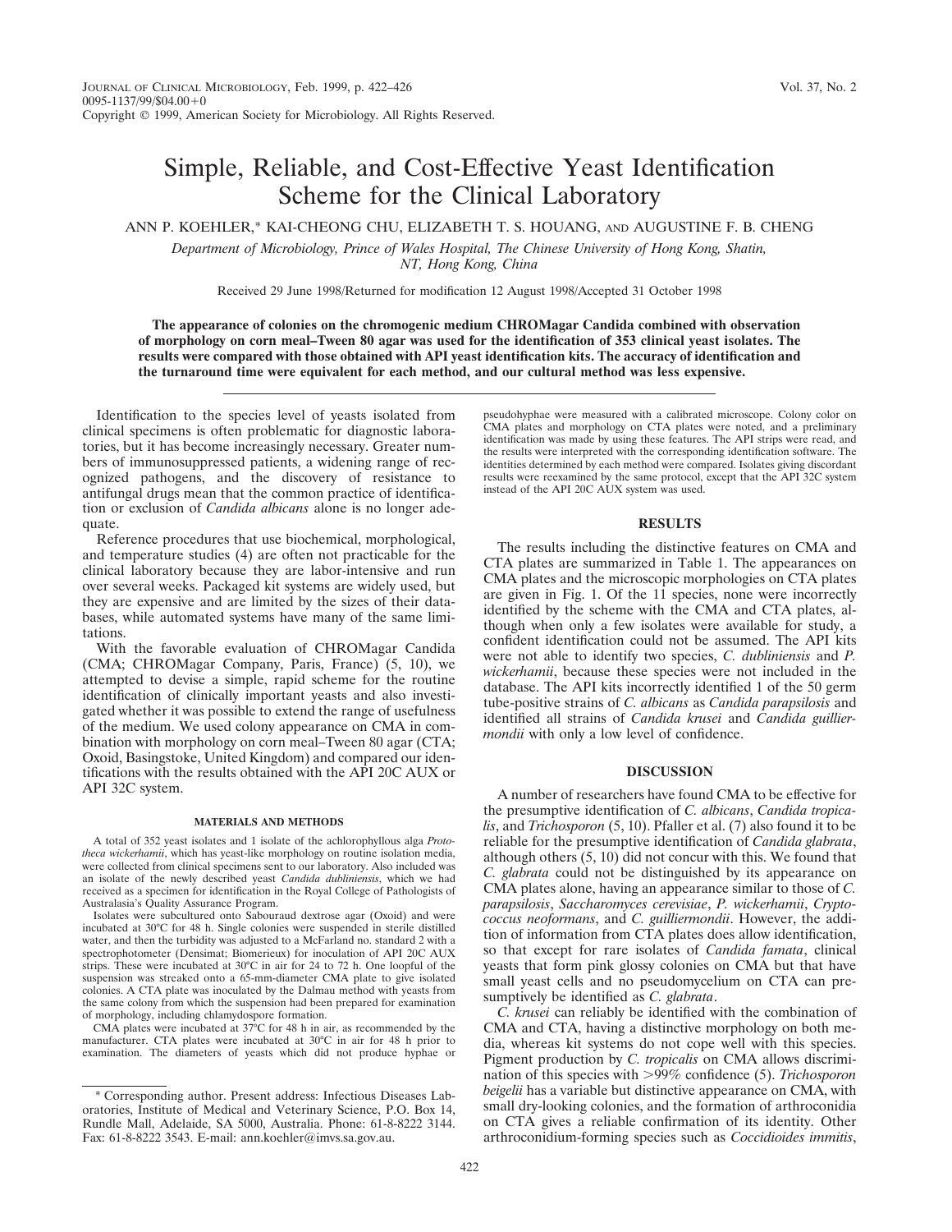# Simple, Reliable, and Cost-Effective Yeast Identification Scheme for the Clinical Laboratory

ANN P. KOEHLER,* KAI-CHEONG CHU, ELIZABETH T. S. HOUANG, AND AUGUSTINE F. B. CHENG

*Department of Microbiology, Prince of Wales Hospital, The Chinese University of Hong Kong, Shatin, NT, Hong Kong, China*

Received 29 June 1998/Returned for modification 12 August 1998/Accepted 31 October 1998

**The appearance of colonies on the chromogenic medium CHROMagar Candida combined with observation of morphology on corn meal–Tween 80 agar was used for the identification of 353 clinical yeast isolates. The results were compared with those obtained with API yeast identification kits. The accuracy of identification and the turnaround time were equivalent for each method, and our cultural method was less expensive.**

Identification to the species level of yeasts isolated from clinical specimens is often problematic for diagnostic laboratories, but it has become increasingly necessary. Greater numbers of immunosuppressed patients, a widening range of recognized pathogens, and the discovery of resistance to antifungal drugs mean that the common practice of identification or exclusion of *Candida albicans* alone is no longer adequate.

Reference procedures that use biochemical, morphological, and temperature studies (4) are often not practicable for the clinical laboratory because they are labor-intensive and run over several weeks. Packaged kit systems are widely used, but they are expensive and are limited by the sizes of their databases, while automated systems have many of the same limitations.

With the favorable evaluation of CHROMagar Candida (CMA; CHROMagar Company, Paris, France) (5, 10), we attempted to devise a simple, rapid scheme for the routine identification of clinically important yeasts and also investigated whether it was possible to extend the range of usefulness of the medium. We used colony appearance on CMA in combination with morphology on corn meal–Tween 80 agar (CTA; Oxoid, Basingstoke, United Kingdom) and compared our identifications with the results obtained with the API 20C AUX or API 32C system.

## MATERIALS AND METHODS

A total of 352 yeast isolates and 1 isolate of the achlorophyllous alga *Prototheca wickerhamii*, which has yeast-like morphology on routine isolation media, were collected from clinical specimens sent to our laboratory. Also included was an isolate of the newly described yeast *Candida dubliniensis*, which we had received as a specimen for identification in the Royal College of Pathologists of Australasia's Quality Assurance Program.

Isolates were subcultured onto Sabouraud dextrose agar (Oxoid) and were incubated at 30°C for 48 h. Single colonies were suspended in sterile distilled water, and then the turbidity was adjusted to a McFarland no. standard 2 with a spectrophotometer (Densimat; Biomerieux) for inoculation of API 20C AUX strips. These were incubated at 30°C in air for 24 to 72 h. One loopful of the suspension was streaked onto a 65-mm-diameter CMA plate to give isolated colonies. A CTA plate was inoculated by the Dalmau method with yeasts from the same colony from which the suspension had been prepared for examination of morphology, including chlamydospore formation.

CMA plates were incubated at 37°C for 48 h in air, as recommended by the manufacturer. CTA plates were incubated at 30°C in air for 48 h prior to examination. The diameters of yeasts which did not produce hyphae or pseudohyphae were measured with a calibrated microscope. Colony color on CMA plates and morphology on CTA plates were noted, and a preliminary identification was made by using these features. The API strips were read, and the results were interpreted with the corresponding identification software. The identities determined by each method were compared. Isolates giving discordant results were reexamined by the same protocol, except that the API 32C system instead of the API 20C AUX system was used.

## RESULTS

The results including the distinctive features on CMA and CTA plates are summarized in Table 1. The appearances on CMA plates and the microscopic morphologies on CTA plates are given in Fig. 1. Of the 11 species, none were incorrectly identified by the scheme with the CMA and CTA plates, although when only a few isolates were available for study, a confident identification could not be assumed. The API kits were not able to identify two species, *C. dubliniensis* and *P. wickerhamii*, because these species were not included in the database. The API kits incorrectly identified 1 of the 50 germ tube-positive strains of *C. albicans* as *Candida parapsilosis* and identified all strains of *Candida krusei* and *Candida guilliermondii* with only a low level of confidence.

## DISCUSSION

A number of researchers have found CMA to be effective for the presumptive identification of *C. albicans*, *Candida tropicalis*, and *Trichosporon* (5, 10). Pfaller et al. (7) also found it to be reliable for the presumptive identification of *Candida glabrata*, although others (5, 10) did not concur with this. We found that *C. glabrata* could not be distinguished by its appearance on CMA plates alone, having an appearance similar to those of *C. parapsilosis*, *Saccharomyces cerevisiae*, *P. wickerhamii*, *Cryptococcus neoformans*, and *C. guilliermondii*. However, the addition of information from CTA plates does allow identification, so that except for rare isolates of *Candida famata*, clinical yeasts that form pink glossy colonies on CMA but that have small yeast cells and no pseudomycelium on CTA can presumptively be identified as *C. glabrata*.

*C. krusei* can reliably be identified with the combination of CMA and CTA, having a distinctive morphology on both media, whereas kit systems do not cope well with this species. Pigment production by *C. tropicalis* on CMA allows discrimination of this species with >99% confidence (5). *Trichosporon beigelii* has a variable but distinctive appearance on CMA, with small dry-looking colonies, and the formation of arthroconidia on CTA gives a reliable confirmation of its identity. Other arthroconidium-forming species such as *Coccidioides immitis*,

---

* Corresponding author. Present address: Infectious Diseases Laboratories, Institute of Medical and Veterinary Science, P.O. Box 14, Rundle Mall, Adelaide, SA 5000, Australia. Phone: 61-8-8222 3144. Fax: 61-8-8222 3543. E-mail: ann.koehler@imvs.sa.gov.au.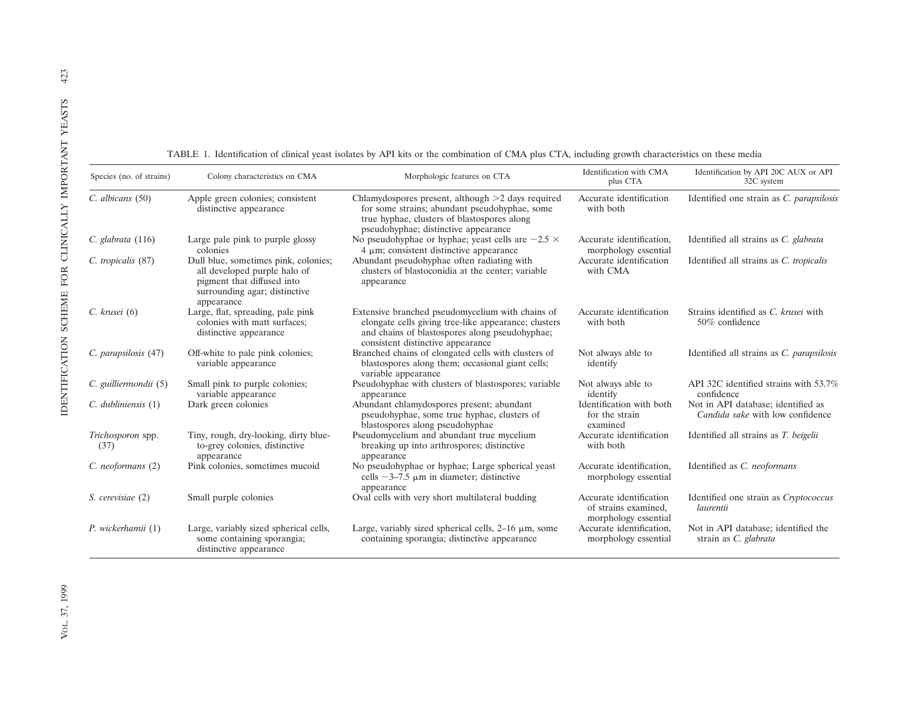TABLE 1. Identification of clinical yeast isolates by API kits or the combination of CMA plus CTA, including growth characteristics on these media

| Species (no. of strains) | Colony characteristics on CMA | Morphologic features on CTA | Identification with CMA plus CTA | Identification by API 20C AUX or API 32C system |
|---|---|---|---|---|
| *C. albicans* (50) | Apple green colonies; consistent distinctive appearance | Chlamydospores present, although >2 days required for some strains; abundant pseudohyphae, some true hyphae, clusters of blastospores along pseudohyphae; distinctive appearance | Accurate identification with both | Identified one strain as *C. parapsilosis* |
| *C. glabrata* (116) | Large pale pink to purple glossy colonies | No pseudohyphae or hyphae; yeast cells are $\sim$2.5 $\times$ 4 μm; consistent distinctive appearance | Accurate identification, morphology essential | Identified all strains as *C. glabrata* |
| *C. tropicalis* (87) | Dull blue, sometimes pink, colonies; all developed purple halo of pigment that diffused into surrounding agar; distinctive appearance | Abundant pseudohyphae often radiating with clusters of blastoconidia at the center; variable appearance | Accurate identification with CMA | Identified all strains as *C. tropicalis* |
| *C. krusei* (6) | Large, flat, spreading, pale pink colonies with matt surfaces; distinctive appearance | Extensive branched pseudomycelium with chains of elongate cells giving tree-like appearance; clusters and chains of blastospores along pseudohyphae; consistent distinctive appearance | Accurate identification with both | Strains identified as *C. krusei* with 50% confidence |
| *C. parapsilosis* (47) | Off-white to pale pink colonies; variable appearance | Branched chains of elongated cells with clusters of blastospores along them; occasional giant cells; variable appearance | Not always able to identify | Identified all strains as *C. parapsilosis* |
| *C. guilliermondii* (5) | Small pink to purple colonies; variable appearance | Pseudohyphae with clusters of blastospores; variable appearance | Not always able to identify | API 32C identified strains with 53.7% confidence |
| *C. dubliniensis* (1) | Dark green colonies | Abundant chlamydospores present; abundant pseudohyphae, some true hyphae, clusters of blastospores along pseudohyphae | Identification with both for the strain examined | Not in API database; identified as *Candida sake* with low confidence |
| *Trichosporon* spp. (37) | Tiny, rough, dry-looking, dirty blue-to-grey colonies, distinctive appearance | Pseudomycelium and abundant true mycelium breaking up into arthrospores; distinctive appearance | Accurate identification with both | Identified all strains as *T. beigelii* |
| *C. neoformans* (2) | Pink colonies, sometimes mucoid | No pseudohyphae or hyphae; Large spherical yeast cells $\sim$3–7.5 μm in diameter; distinctive appearance | Accurate identification, morphology essential | Identified as *C. neoformans* |
| *S. cerevisiae* (2) | Small purple colonies | Oval cells with very short multilateral budding | Accurate identification of strains examined, morphology essential | Identified one strain as *Cryptococcus laurentii* |
| *P. wickerhamii* (1) | Large, variably sized spherical cells, some containing sporangia; distinctive appearance | Large, variably sized spherical cells, 2–16 μm, some containing sporangia; distinctive appearance | Accurate identification, morphology essential | Not in API database; identified the strain as *C. glabrata* |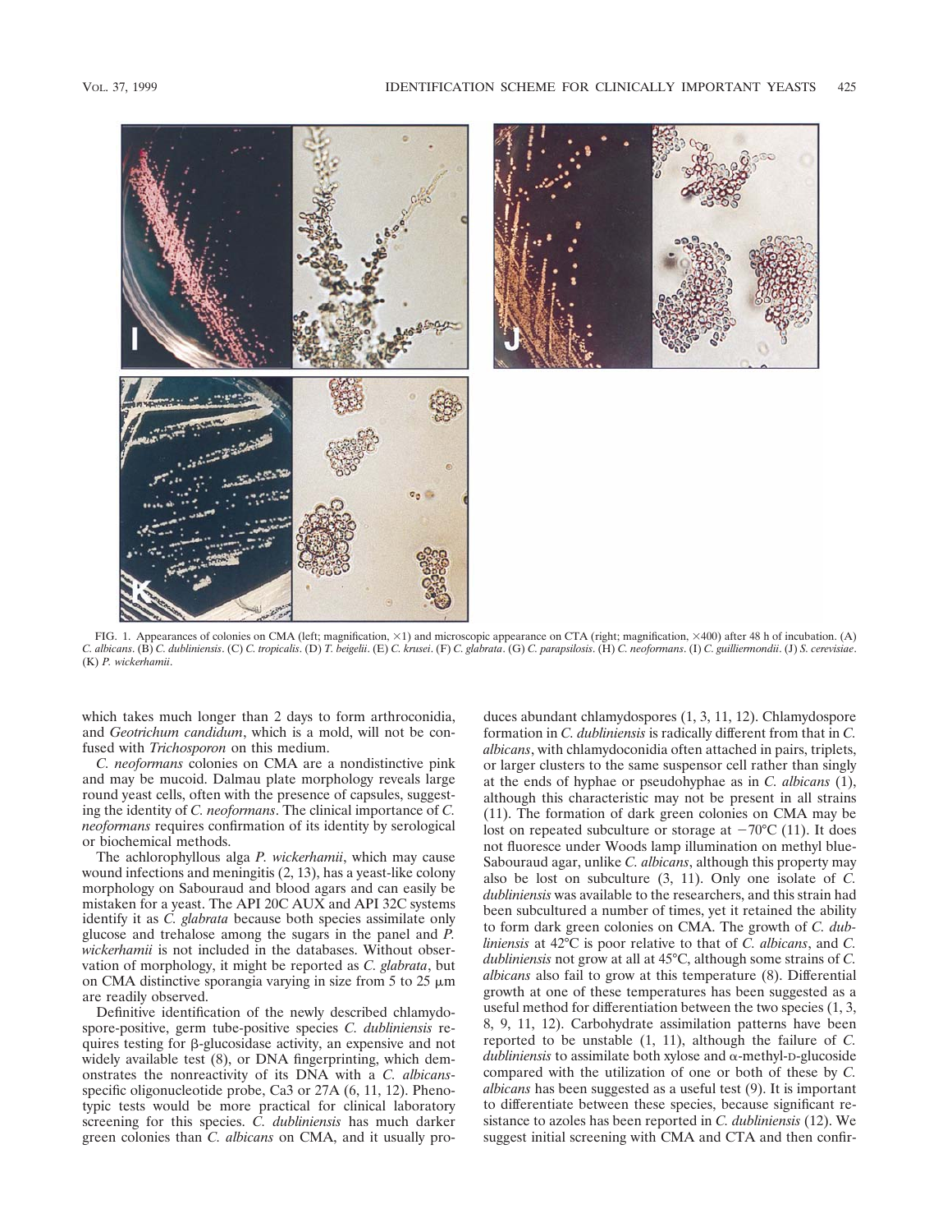FIG. 1. Appearances of colonies on CMA (left; magnification, ×1) and microscopic appearance on CTA (right; magnification, ×400) after 48 h of incubation. (A) *C. albicans*. (B) *C. dubliniensis*. (C) *C. tropicalis*. (D) *T. beigelii*. (E) *C. krusei*. (F) *C. glabrata*. (G) *C. parapsilosis*. (H) *C. neoformans*. (I) *C. guilliermondii*. (J) *S. cerevisiae*. (K) *P. wickerhamii*.

which takes much longer than 2 days to form arthroconidia, and *Geotrichum candidum*, which is a mold, will not be confused with *Trichosporon* on this medium.

*C. neoformans* colonies on CMA are a nondistinctive pink and may be mucoid. Dalmau plate morphology reveals large round yeast cells, often with the presence of capsules, suggesting the identity of *C. neoformans*. The clinical importance of *C. neoformans* requires confirmation of its identity by serological or biochemical methods.

The achlorophyllous alga *P. wickerhamii*, which may cause wound infections and meningitis (2, 13), has a yeast-like colony morphology on Sabouraud and blood agars and can easily be mistaken for a yeast. The API 20C AUX and API 32C systems identify it as *C. glabrata* because both species assimilate only glucose and trehalose among the sugars in the panel and *P. wickerhamii* is not included in the databases. Without observation of morphology, it might be reported as *C. glabrata*, but on CMA distinctive sporangia varying in size from 5 to 25 μm are readily observed.

Definitive identification of the newly described chlamydospore-positive, germ tube-positive species *C. dubliniensis* requires testing for β-glucosidase activity, an expensive and not widely available test (8), or DNA fingerprinting, which demonstrates the nonreactivity of its DNA with a *C. albicans*-specific oligonucleotide probe, Ca3 or 27A (6, 11, 12). Phenotypic tests would be more practical for clinical laboratory screening for this species. *C. dubliniensis* has much darker green colonies than *C. albicans* on CMA, and it usually produces abundant chlamydospores (1, 3, 11, 12). Chlamydospore formation in *C. dubliniensis* is radically different from that in *C. albicans*, with chlamydoconidia often attached in pairs, triplets, or larger clusters to the same suspensor cell rather than singly at the ends of hyphae or pseudohyphae as in *C. albicans* (1), although this characteristic may not be present in all strains (11). The formation of dark green colonies on CMA may be lost on repeated subculture or storage at −70°C (11). It does not fluoresce under Woods lamp illumination on methyl blue-Sabouraud agar, unlike *C. albicans*, although this property may also be lost on subculture (3, 11). Only one isolate of *C. dubliniensis* was available to the researchers, and this strain had been subcultured a number of times, yet it retained the ability to form dark green colonies on CMA. The growth of *C. dubliniensis* at 42°C is poor relative to that of *C. albicans*, and *C. dubliniensis* not grow at all at 45°C, although some strains of *C. albicans* also fail to grow at this temperature (8). Differential growth at one of these temperatures has been suggested as a useful method for differentiation between the two species (1, 3, 8, 9, 11, 12). Carbohydrate assimilation patterns have been reported to be unstable (1, 11), although the failure of *C. dubliniensis* to assimilate both xylose and α-methyl-D-glucoside compared with the utilization of one or both of these by *C. albicans* has been suggested as a useful test (9). It is important to differentiate between these species, because significant resistance to azoles has been reported in *C. dubliniensis* (12). We suggest initial screening with CMA and CTA and then confir-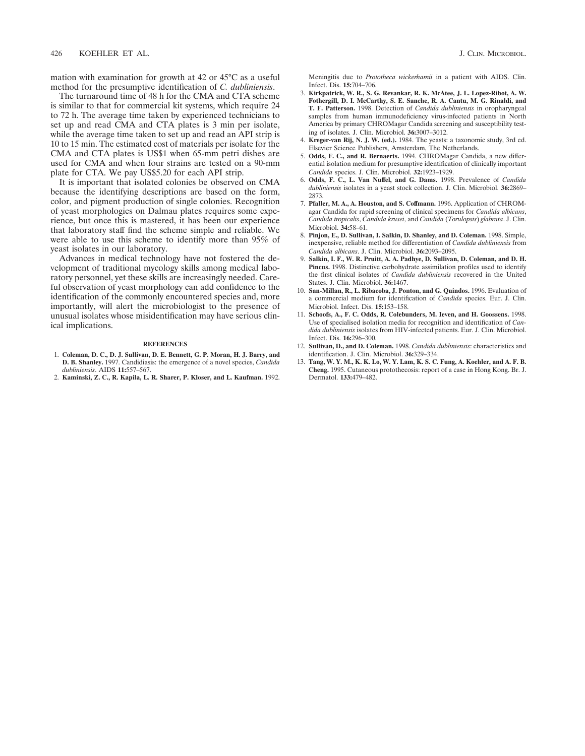mation with examination for growth at 42 or 45°C as a useful method for the presumptive identification of *C. dubliniensis*.

The turnaround time of 48 h for the CMA and CTA scheme is similar to that for commercial kit systems, which require 24 to 72 h. The average time taken by experienced technicians to set up and read CMA and CTA plates is 3 min per isolate, while the average time taken to set up and read an API strip is 10 to 15 min. The estimated cost of materials per isolate for the CMA and CTA plates is US$1 when 65-mm petri dishes are used for CMA and when four strains are tested on a 90-mm plate for CTA. We pay US$5.20 for each API strip.

It is important that isolated colonies be observed on CMA because the identifying descriptions are based on the form, color, and pigment production of single colonies. Recognition of yeast morphologies on Dalmau plates requires some experience, but once this is mastered, it has been our experience that laboratory staff find the scheme simple and reliable. We were able to use this scheme to identify more than 95% of yeast isolates in our laboratory.

Advances in medical technology have not fostered the development of traditional mycology skills among medical laboratory personnel, yet these skills are increasingly needed. Careful observation of yeast morphology can add confidence to the identification of the commonly encountered species and, more importantly, will alert the microbiologist to the presence of unusual isolates whose misidentification may have serious clinical implications.

## REFERENCES

1. **Coleman, D. C., D. J. Sullivan, D. E. Bennett, G. P. Moran, H. J. Barry, and D. B. Shanley.** 1997. Candidiasis: the emergence of a novel species, *Candida dubliniensis*. AIDS **11:**557–567.
2. **Kaminski, Z. C., R. Kapila, L. R. Sharer, P. Kloser, and L. Kaufman.** 1992. Meningitis due to *Prototheca wickerhamii* in a patient with AIDS. Clin. Infect. Dis. **15:**704–706.
3. **Kirkpatrick, W. R., S. G. Revankar, R. K. McAtee, J. L. Lopez-Ribot, A. W. Fothergill, D. I. McCarthy, S. E. Sanche, R. A. Cantu, M. G. Rinaldi, and T. F. Patterson.** 1998. Detection of *Candida dubliniensis* in oropharyngeal samples from human immunodeficiency virus-infected patients in North America by primary CHROMagar Candida screening and susceptibility testing of isolates. J. Clin. Microbiol. **36:**3007–3012.
4. **Kreger-van Rij, N. J. W. (ed.).** 1984. The yeasts: a taxonomic study, 3rd ed. Elsevier Science Publishers, Amsterdam, The Netherlands.
5. **Odds, F. C., and R. Bernaerts.** 1994. CHROMagar Candida, a new differential isolation medium for presumptive identification of clinically important *Candida* species. J. Clin. Microbiol. **32:**1923–1929.
6. **Odds, F. C., L. Van Nuffel, and G. Dams.** 1998. Prevalence of *Candida dubliniensis* isolates in a yeast stock collection. J. Clin. Microbiol. **36:**2869–2873.
7. **Pfaller, M. A., A. Houston, and S. Coffmann.** 1996. Application of CHROMagar Candida for rapid screening of clinical specimens for *Candida albicans*, *Candida tropicalis*, *Candida krusei*, and *Candida* (*Torulopsis*) *glabrata*. J. Clin. Microbiol. **34:**58–61.
8. **Pinjon, E., D. Sullivan, I. Salkin, D. Shanley, and D. Coleman.** 1998. Simple, inexpensive, reliable method for differentiation of *Candida dubliniensis* from *Candida albicans*. J. Clin. Microbiol. **36:**2093–2095.
9. **Salkin, I. F., W. R. Pruitt, A. A. Padhye, D. Sullivan, D. Coleman, and D. H. Pincus.** 1998. Distinctive carbohydrate assimilation profiles used to identify the first clinical isolates of *Candida dubliniensis* recovered in the United States. J. Clin. Microbiol. **36:**1467.
10. **San-Millan, R., L. Ribacoba, J. Ponton, and G. Quindos.** 1996. Evaluation of a commercial medium for identification of *Candida* species. Eur. J. Clin. Microbiol. Infect. Dis. **15:**153–158.
11. **Schoofs, A., F. C. Odds, R. Colebunders, M. Ieven, and H. Goossens.** 1998. Use of specialised isolation media for recognition and identification of *Candida dubliniensis* isolates from HIV-infected patients. Eur. J. Clin. Microbiol. Infect. Dis. **16:**296–300.
12. **Sullivan, D., and D. Coleman.** 1998. *Candida dubliniensis*: characteristics and identification. J. Clin. Microbiol. **36:**329–334.
13. **Tang, W. Y. M., K. K. Lo, W. Y. Lam, K. S. C. Fung, A. Koehler, and A. F. B. Cheng.** 1995. Cutaneous protothecosis: report of a case in Hong Kong. Br. J. Dermatol. **133:**479–482.